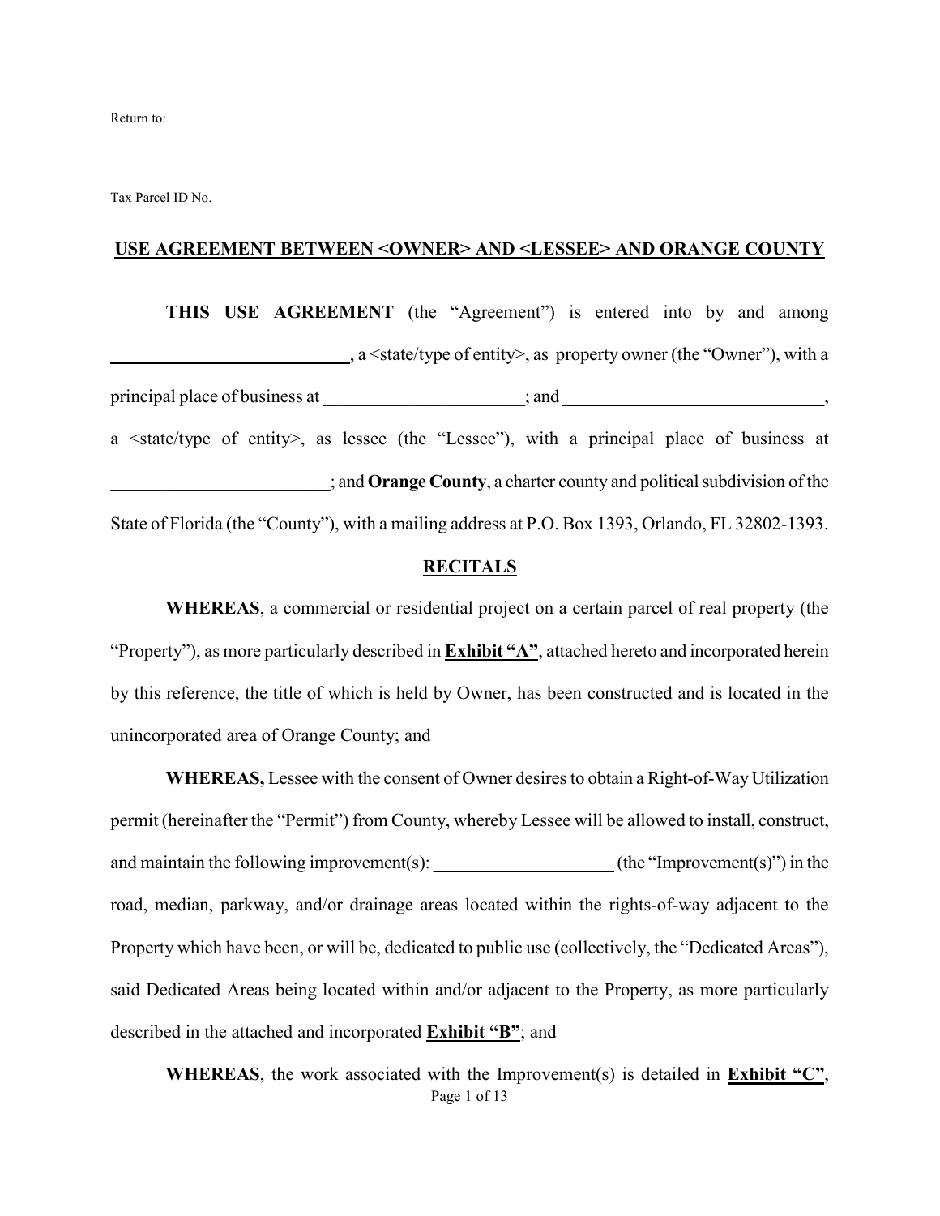Return to:

Tax Parcel ID No.

## USE AGREEMENT BETWEEN <OWNER> AND <LESSEE> AND ORANGE COUNTY

**THIS USE AGREEMENT** (the "Agreement") is entered into by and among ____________________________, a <state/type of entity>, as property owner (the "Owner"), with a principal place of business at ________________________; and ________________________________, a <state/type of entity>, as lessee (the "Lessee"), with a principal place of business at __________________________; and **Orange County**, a charter county and political subdivision of the State of Florida (the "County"), with a mailing address at P.O. Box 1393, Orlando, FL 32802-1393.

## RECITALS

**WHEREAS**, a commercial or residential project on a certain parcel of real property (the "Property"), as more particularly described in **Exhibit "A"**, attached hereto and incorporated herein by this reference, the title of which is held by Owner, has been constructed and is located in the unincorporated area of Orange County; and

**WHEREAS,** Lessee with the consent of Owner desires to obtain a Right-of-Way Utilization permit (hereinafter the "Permit") from County, whereby Lessee will be allowed to install, construct, and maintain the following improvement(s): ______________________ (the "Improvement(s)") in the road, median, parkway, and/or drainage areas located within the rights-of-way adjacent to the Property which have been, or will be, dedicated to public use (collectively, the "Dedicated Areas"), said Dedicated Areas being located within and/or adjacent to the Property, as more particularly described in the attached and incorporated **Exhibit "B"**; and

**WHEREAS**, the work associated with the Improvement(s) is detailed in **Exhibit "C"**,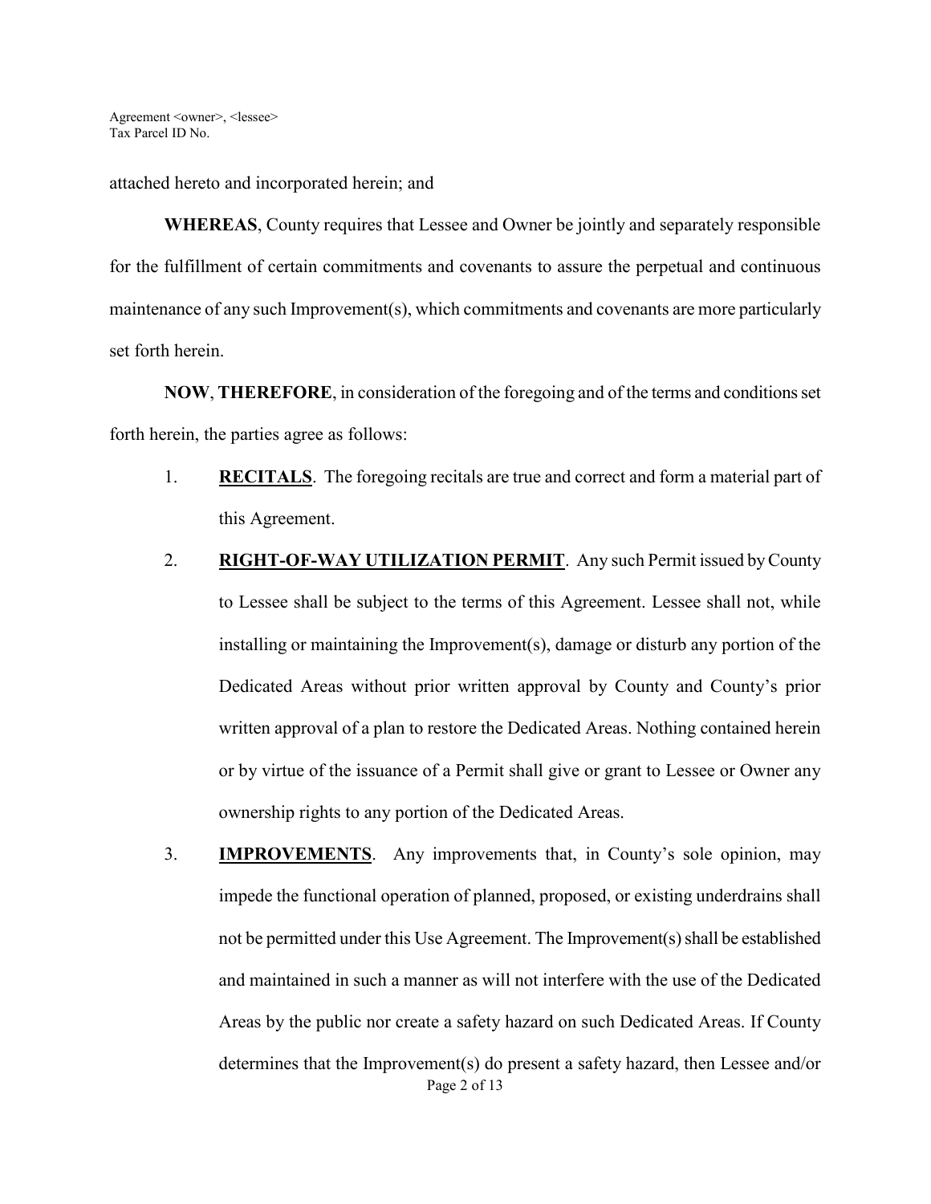attached hereto and incorporated herein; and

**WHEREAS**, County requires that Lessee and Owner be jointly and separately responsible for the fulfillment of certain commitments and covenants to assure the perpetual and continuous maintenance of any such Improvement(s), which commitments and covenants are more particularly set forth herein.

**NOW**, **THEREFORE**, in consideration of the foregoing and of the terms and conditions set forth herein, the parties agree as follows:

1. **RECITALS**. The foregoing recitals are true and correct and form a material part of this Agreement.

2. **RIGHT-OF-WAY UTILIZATION PERMIT**. Any such Permit issued by County to Lessee shall be subject to the terms of this Agreement. Lessee shall not, while installing or maintaining the Improvement(s), damage or disturb any portion of the Dedicated Areas without prior written approval by County and County's prior written approval of a plan to restore the Dedicated Areas. Nothing contained herein or by virtue of the issuance of a Permit shall give or grant to Lessee or Owner any ownership rights to any portion of the Dedicated Areas.

3. **IMPROVEMENTS**. Any improvements that, in County's sole opinion, may impede the functional operation of planned, proposed, or existing underdrains shall not be permitted under this Use Agreement. The Improvement(s) shall be established and maintained in such a manner as will not interfere with the use of the Dedicated Areas by the public nor create a safety hazard on such Dedicated Areas. If County determines that the Improvement(s) do present a safety hazard, then Lessee and/or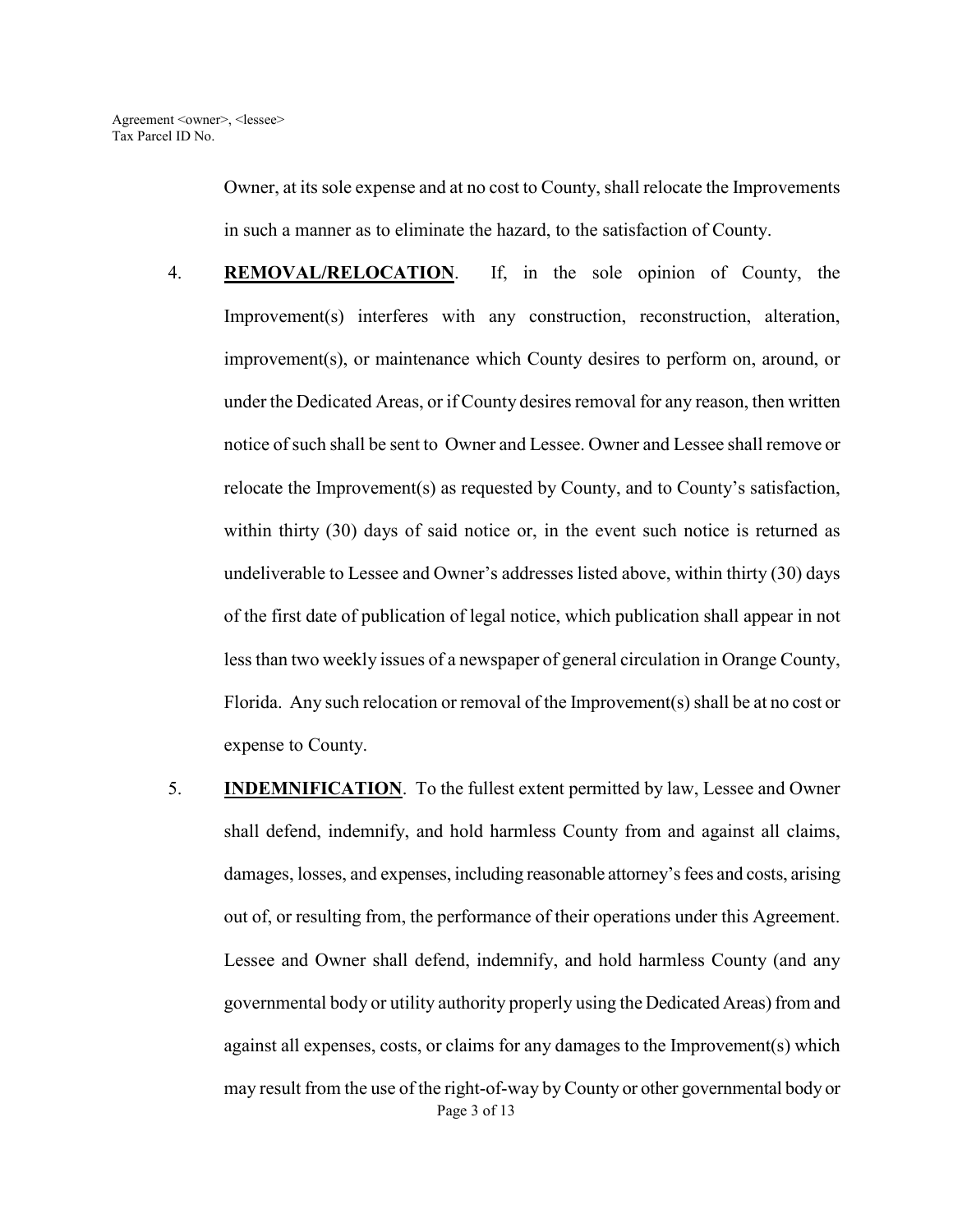Owner, at its sole expense and at no cost to County, shall relocate the Improvements in such a manner as to eliminate the hazard, to the satisfaction of County.

4. **REMOVAL/RELOCATION**. If, in the sole opinion of County, the Improvement(s) interferes with any construction, reconstruction, alteration, improvement(s), or maintenance which County desires to perform on, around, or under the Dedicated Areas, or if County desires removal for any reason, then written notice of such shall be sent to Owner and Lessee. Owner and Lessee shall remove or relocate the Improvement(s) as requested by County, and to County's satisfaction, within thirty (30) days of said notice or, in the event such notice is returned as undeliverable to Lessee and Owner's addresses listed above, within thirty (30) days of the first date of publication of legal notice, which publication shall appear in not less than two weekly issues of a newspaper of general circulation in Orange County, Florida. Any such relocation or removal of the Improvement(s) shall be at no cost or expense to County.

5. **INDEMNIFICATION**. To the fullest extent permitted by law, Lessee and Owner shall defend, indemnify, and hold harmless County from and against all claims, damages, losses, and expenses, including reasonable attorney's fees and costs, arising out of, or resulting from, the performance of their operations under this Agreement. Lessee and Owner shall defend, indemnify, and hold harmless County (and any governmental body or utility authority properly using the Dedicated Areas) from and against all expenses, costs, or claims for any damages to the Improvement(s) which may result from the use of the right-of-way by County or other governmental body or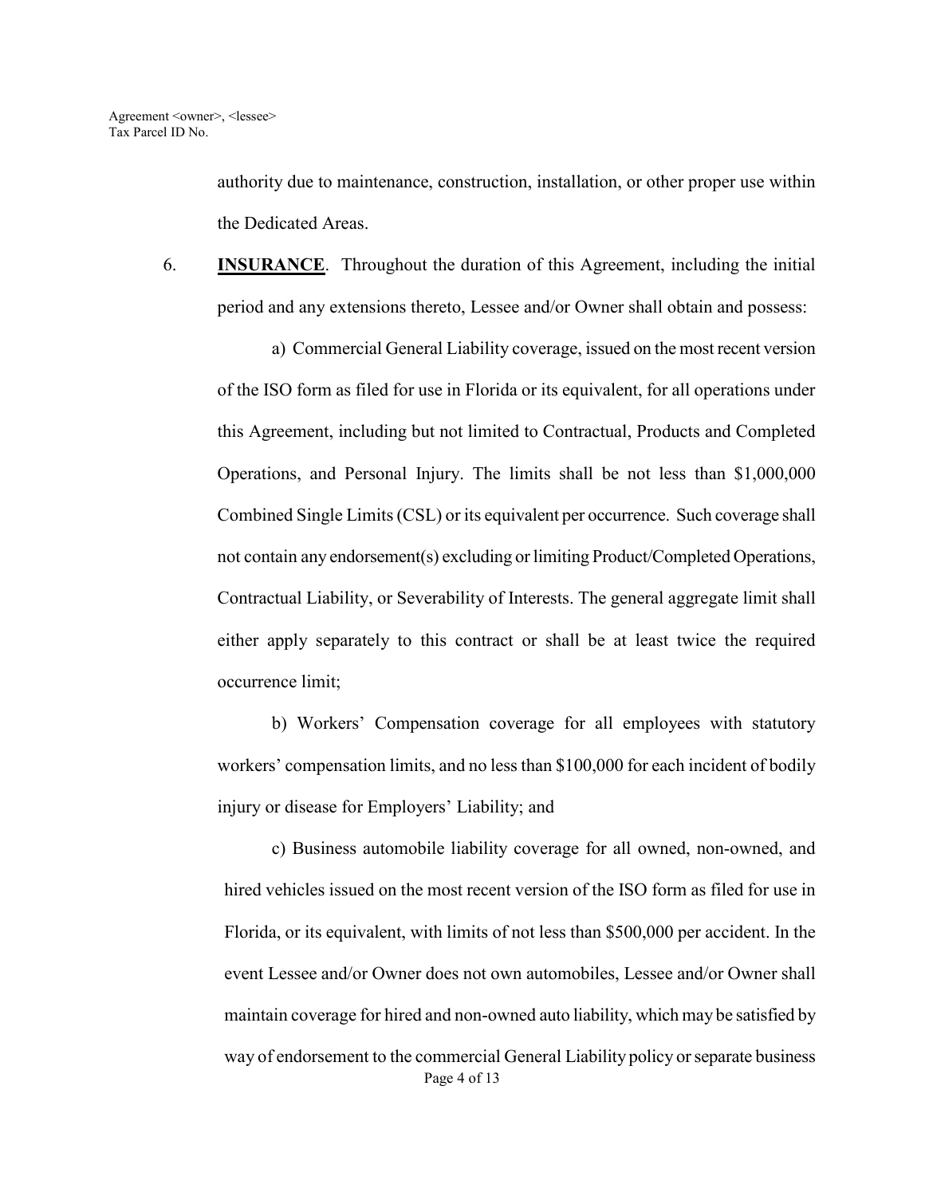authority due to maintenance, construction, installation, or other proper use within the Dedicated Areas.

6. **INSURANCE**. Throughout the duration of this Agreement, including the initial period and any extensions thereto, Lessee and/or Owner shall obtain and possess:

a) Commercial General Liability coverage, issued on the most recent version of the ISO form as filed for use in Florida or its equivalent, for all operations under this Agreement, including but not limited to Contractual, Products and Completed Operations, and Personal Injury. The limits shall be not less than $1,000,000 Combined Single Limits (CSL) or its equivalent per occurrence. Such coverage shall not contain any endorsement(s) excluding or limiting Product/Completed Operations, Contractual Liability, or Severability of Interests. The general aggregate limit shall either apply separately to this contract or shall be at least twice the required occurrence limit;

b) Workers' Compensation coverage for all employees with statutory workers' compensation limits, and no less than $100,000 for each incident of bodily injury or disease for Employers' Liability; and

c) Business automobile liability coverage for all owned, non-owned, and hired vehicles issued on the most recent version of the ISO form as filed for use in Florida, or its equivalent, with limits of not less than $500,000 per accident. In the event Lessee and/or Owner does not own automobiles, Lessee and/or Owner shall maintain coverage for hired and non-owned auto liability, which may be satisfied by way of endorsement to the commercial General Liability policy or separate business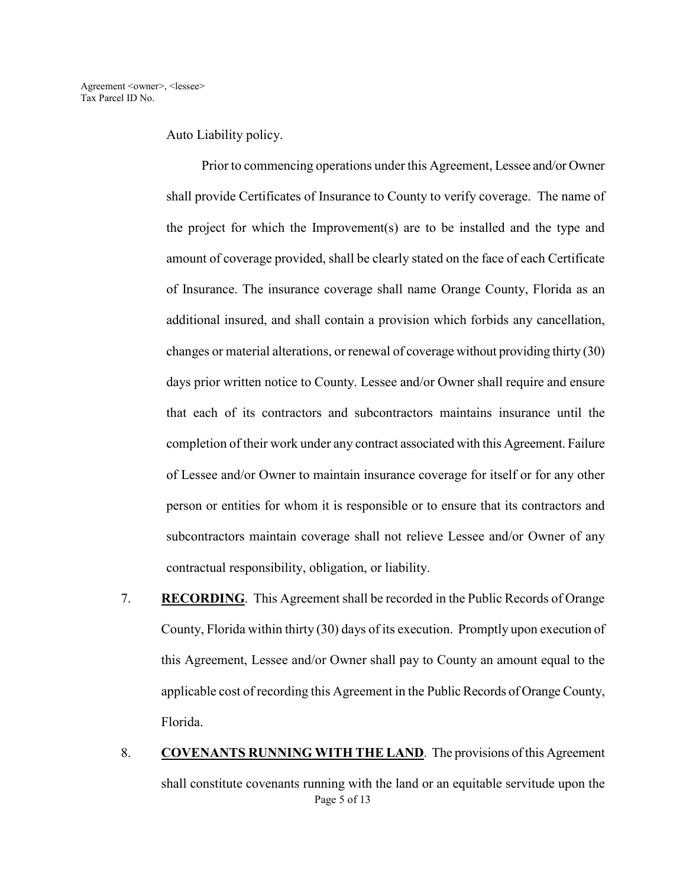Auto Liability policy.

Prior to commencing operations under this Agreement, Lessee and/or Owner shall provide Certificates of Insurance to County to verify coverage. The name of the project for which the Improvement(s) are to be installed and the type and amount of coverage provided, shall be clearly stated on the face of each Certificate of Insurance. The insurance coverage shall name Orange County, Florida as an additional insured, and shall contain a provision which forbids any cancellation, changes or material alterations, or renewal of coverage without providing thirty (30) days prior written notice to County. Lessee and/or Owner shall require and ensure that each of its contractors and subcontractors maintains insurance until the completion of their work under any contract associated with this Agreement. Failure of Lessee and/or Owner to maintain insurance coverage for itself or for any other person or entities for whom it is responsible or to ensure that its contractors and subcontractors maintain coverage shall not relieve Lessee and/or Owner of any contractual responsibility, obligation, or liability.

7. **RECORDING**. This Agreement shall be recorded in the Public Records of Orange County, Florida within thirty (30) days of its execution. Promptly upon execution of this Agreement, Lessee and/or Owner shall pay to County an amount equal to the applicable cost of recording this Agreement in the Public Records of Orange County, Florida.

8. **COVENANTS RUNNING WITH THE LAND**. The provisions of this Agreement shall constitute covenants running with the land or an equitable servitude upon the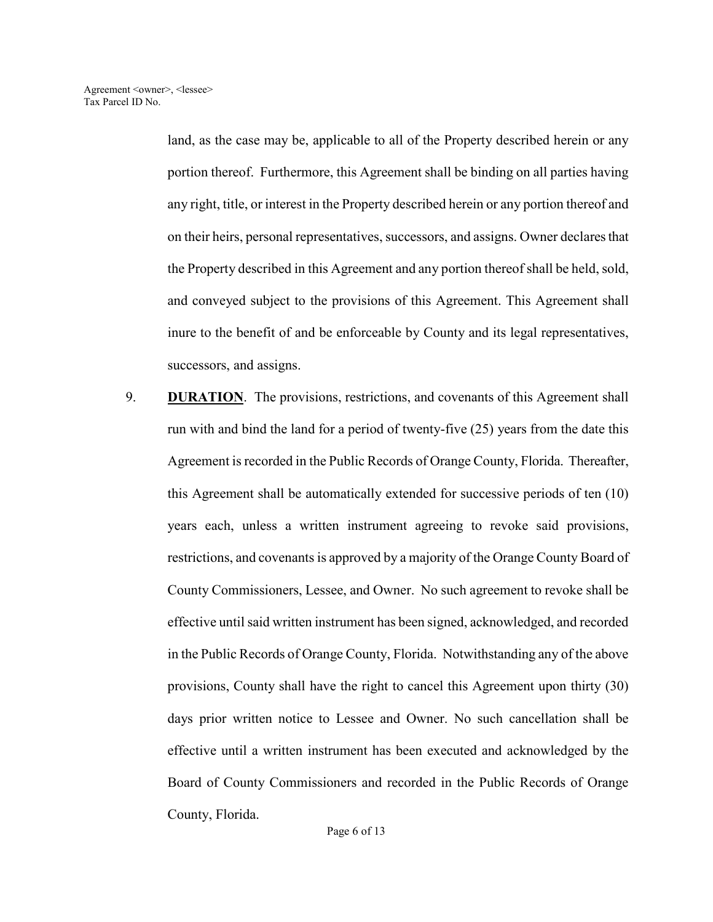land, as the case may be, applicable to all of the Property described herein or any portion thereof. Furthermore, this Agreement shall be binding on all parties having any right, title, or interest in the Property described herein or any portion thereof and on their heirs, personal representatives, successors, and assigns. Owner declares that the Property described in this Agreement and any portion thereof shall be held, sold, and conveyed subject to the provisions of this Agreement. This Agreement shall inure to the benefit of and be enforceable by County and its legal representatives, successors, and assigns.

9. **DURATION**. The provisions, restrictions, and covenants of this Agreement shall run with and bind the land for a period of twenty-five (25) years from the date this Agreement is recorded in the Public Records of Orange County, Florida. Thereafter, this Agreement shall be automatically extended for successive periods of ten (10) years each, unless a written instrument agreeing to revoke said provisions, restrictions, and covenants is approved by a majority of the Orange County Board of County Commissioners, Lessee, and Owner. No such agreement to revoke shall be effective until said written instrument has been signed, acknowledged, and recorded in the Public Records of Orange County, Florida. Notwithstanding any of the above provisions, County shall have the right to cancel this Agreement upon thirty (30) days prior written notice to Lessee and Owner. No such cancellation shall be effective until a written instrument has been executed and acknowledged by the Board of County Commissioners and recorded in the Public Records of Orange County, Florida.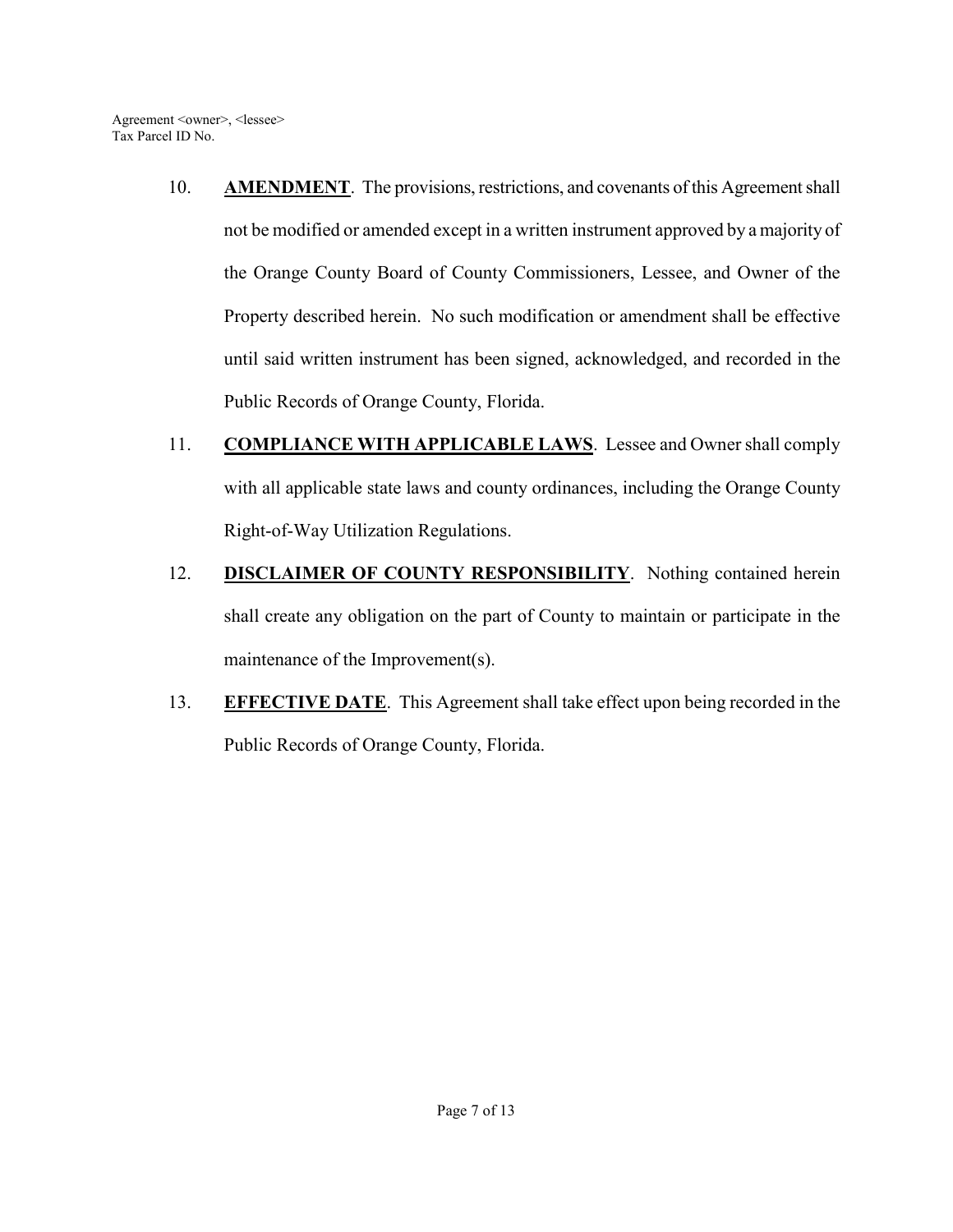10. **AMENDMENT**. The provisions, restrictions, and covenants of this Agreement shall not be modified or amended except in a written instrument approved by a majority of the Orange County Board of County Commissioners, Lessee, and Owner of the Property described herein. No such modification or amendment shall be effective until said written instrument has been signed, acknowledged, and recorded in the Public Records of Orange County, Florida.

11. **COMPLIANCE WITH APPLICABLE LAWS**. Lessee and Owner shall comply with all applicable state laws and county ordinances, including the Orange County Right-of-Way Utilization Regulations.

12. **DISCLAIMER OF COUNTY RESPONSIBILITY**. Nothing contained herein shall create any obligation on the part of County to maintain or participate in the maintenance of the Improvement(s).

13. **EFFECTIVE DATE**. This Agreement shall take effect upon being recorded in the Public Records of Orange County, Florida.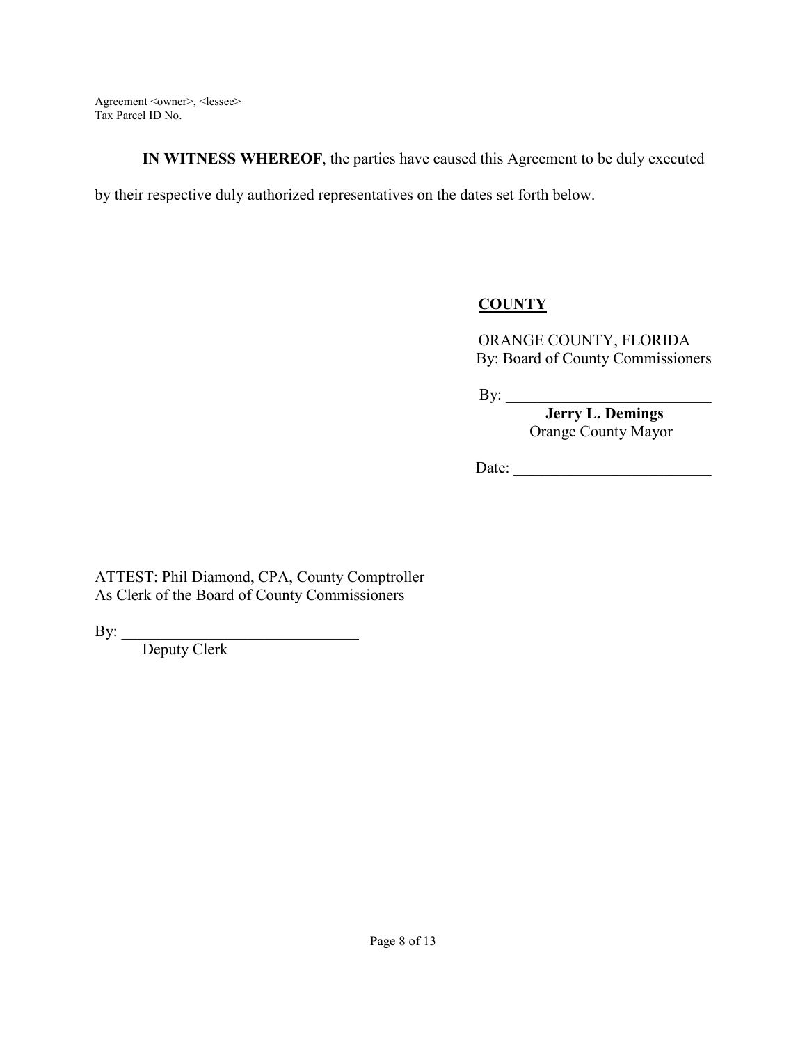Agreement <owner>, <lessee>
Tax Parcel ID No.

**IN WITNESS WHEREOF**, the parties have caused this Agreement to be duly executed by their respective duly authorized representatives on the dates set forth below.

**COUNTY**

ORANGE COUNTY, FLORIDA
By: Board of County Commissioners

By: ___________________________
**Jerry L. Demings**
Orange County Mayor

Date: _________________________

ATTEST: Phil Diamond, CPA, County Comptroller
As Clerk of the Board of County Commissioners

By: ______________________________
Deputy Clerk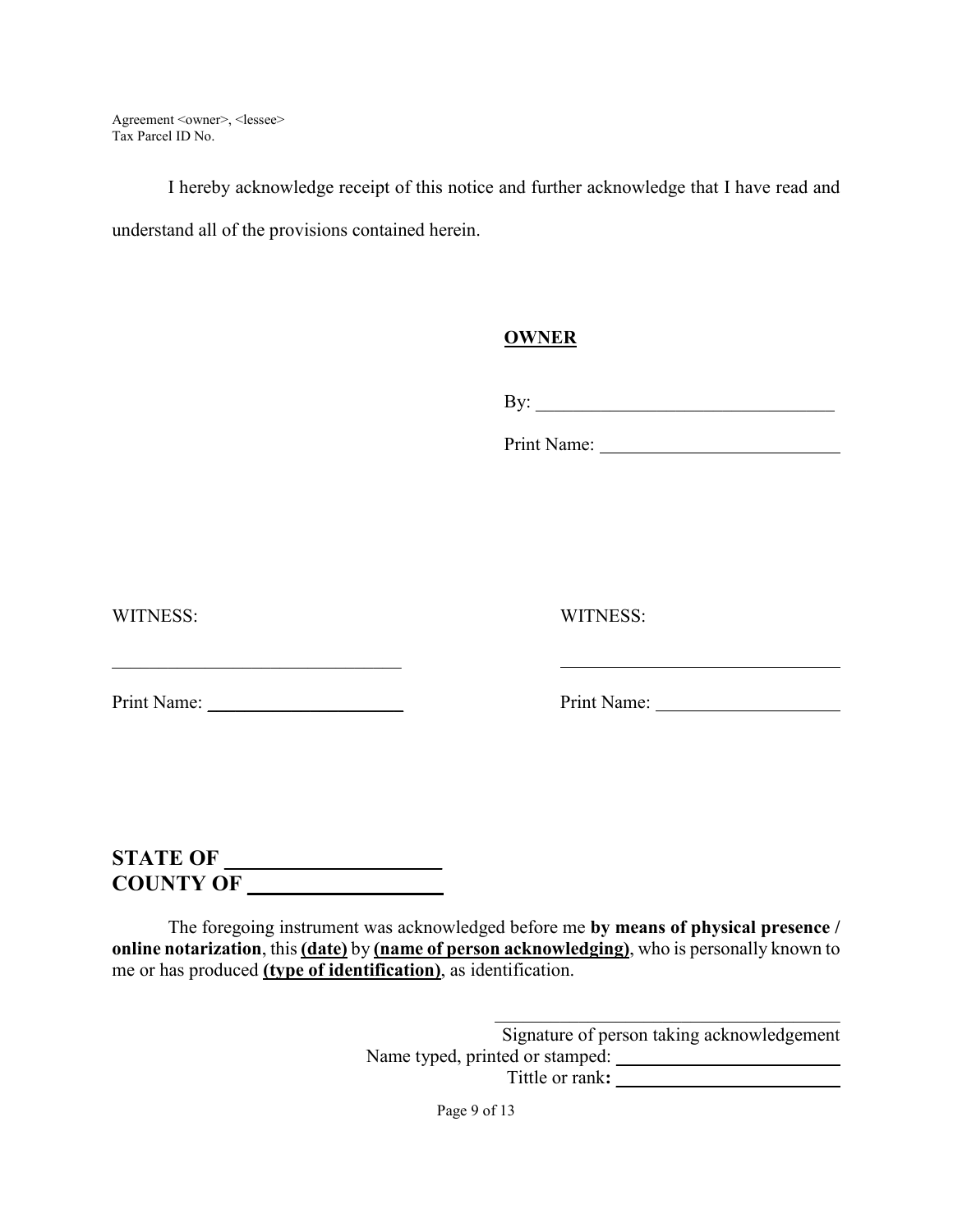Agreement <owner>, <lessee>
Tax Parcel ID No.

I hereby acknowledge receipt of this notice and further acknowledge that I have read and understand all of the provisions contained herein.

**OWNER**

By: ________________________________

Print Name: __________________________

WITNESS:

______________________________

Print Name: ____________________

WITNESS:

______________________________

Print Name: ____________________

**STATE OF ____________________**
**COUNTY OF __________________**

The foregoing instrument was acknowledged before me **by means of physical presence / online notarization**, this **(date)** by **(name of person acknowledging)**, who is personally known to me or has produced **(type of identification)**, as identification.

______________________________________
Signature of person taking acknowledgement
Name typed, printed or stamped: ________________________
Tittle or rank**:** ________________________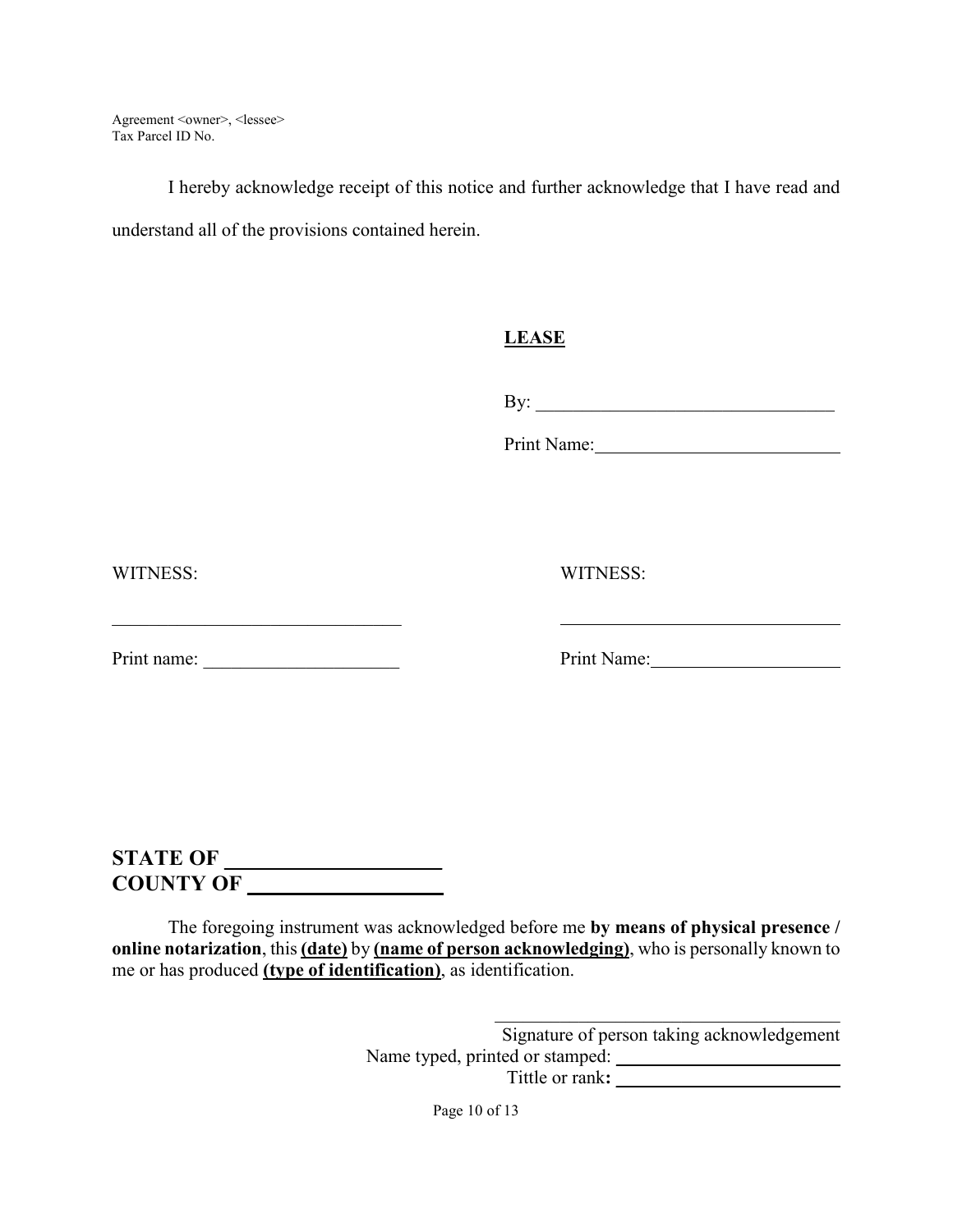Agreement <owner>, <lessee>
Tax Parcel ID No.

I hereby acknowledge receipt of this notice and further acknowledge that I have read and understand all of the provisions contained herein.

**LEASE**

By: ________________________________

Print Name:__________________________

WITNESS:

______________________________

Print name: _____________________

WITNESS:

______________________________

Print Name:____________________

**STATE OF ____________________**
**COUNTY OF __________________**

The foregoing instrument was acknowledged before me **by means of physical presence / online notarization**, this **(date)** by **(name of person acknowledging)**, who is personally known to me or has produced **(type of identification)**, as identification.

______________________________________
Signature of person taking acknowledgement
Name typed, printed or stamped: ________________________
Tittle or rank**:** ________________________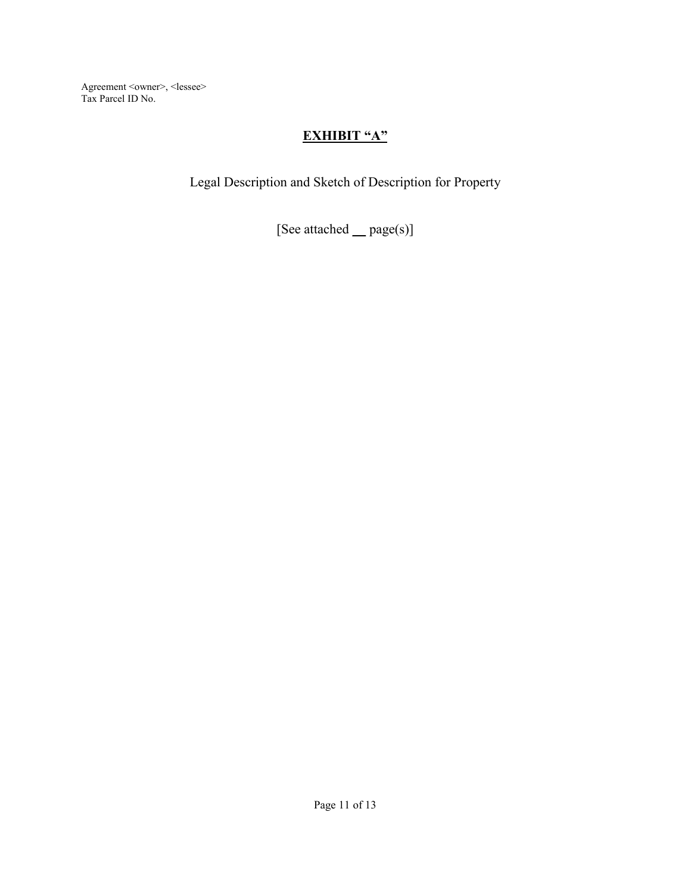Agreement <owner>, <lessee>
Tax Parcel ID No.

# **EXHIBIT "A"**

Legal Description and Sketch of Description for Property

[See attached __ page(s)]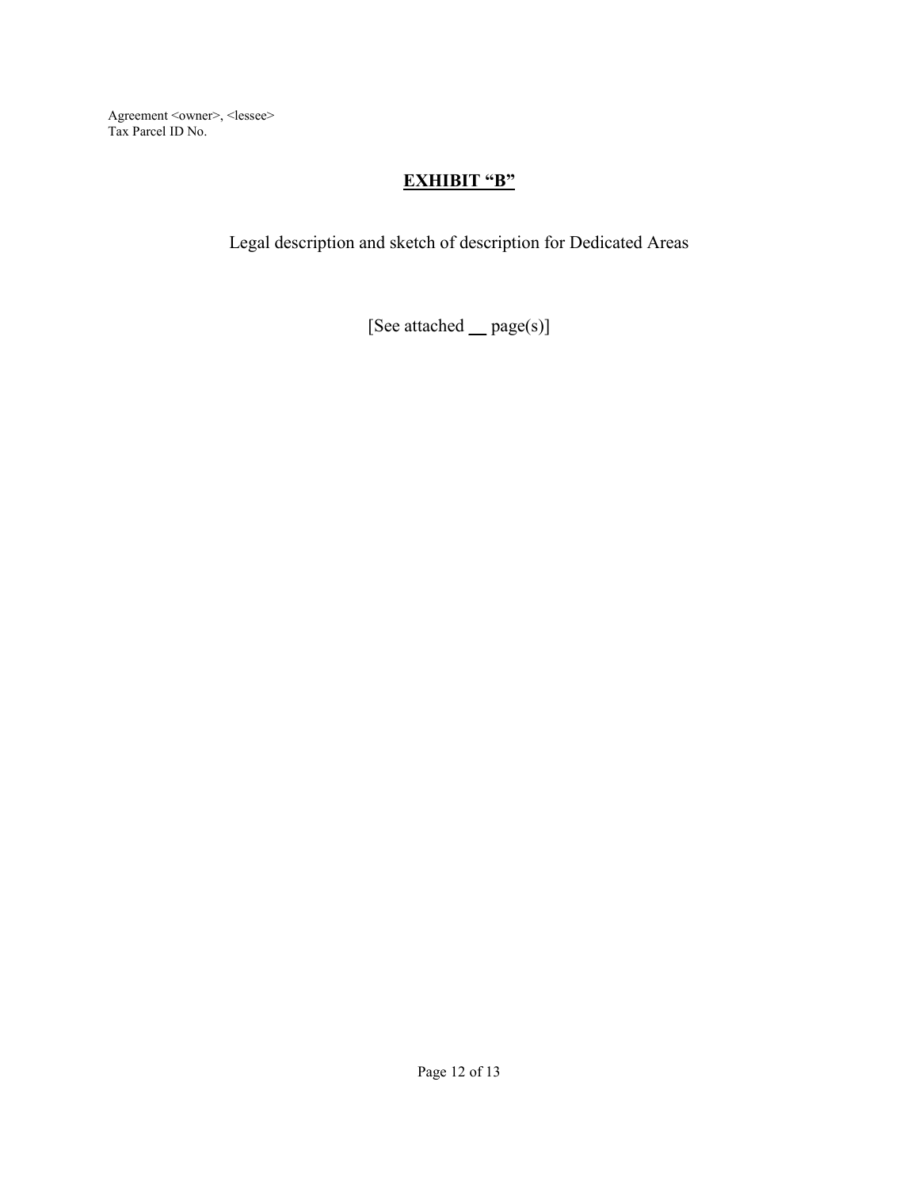Agreement <owner>, <lessee>
Tax Parcel ID No.

# EXHIBIT "B"

Legal description and sketch of description for Dedicated Areas

[See attached __ page(s)]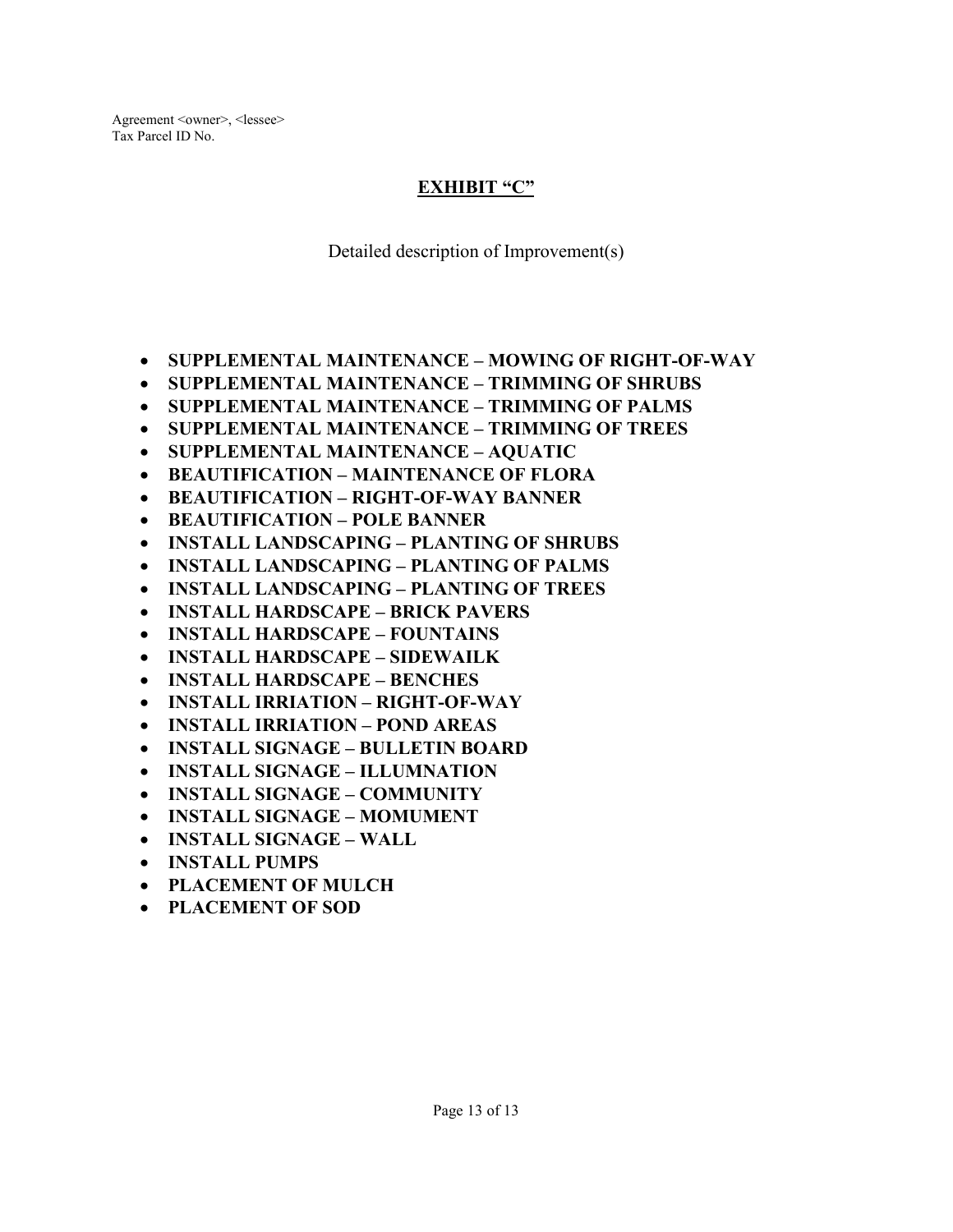Agreement <owner>, <lessee>
Tax Parcel ID No.

## EXHIBIT "C"

Detailed description of Improvement(s)

- **SUPPLEMENTAL MAINTENANCE – MOWING OF RIGHT-OF-WAY**
- **SUPPLEMENTAL MAINTENANCE – TRIMMING OF SHRUBS**
- **SUPPLEMENTAL MAINTENANCE – TRIMMING OF PALMS**
- **SUPPLEMENTAL MAINTENANCE – TRIMMING OF TREES**
- **SUPPLEMENTAL MAINTENANCE – AQUATIC**
- **BEAUTIFICATION – MAINTENANCE OF FLORA**
- **BEAUTIFICATION – RIGHT-OF-WAY BANNER**
- **BEAUTIFICATION – POLE BANNER**
- **INSTALL LANDSCAPING – PLANTING OF SHRUBS**
- **INSTALL LANDSCAPING – PLANTING OF PALMS**
- **INSTALL LANDSCAPING – PLANTING OF TREES**
- **INSTALL HARDSCAPE – BRICK PAVERS**
- **INSTALL HARDSCAPE – FOUNTAINS**
- **INSTALL HARDSCAPE – SIDEWAILK**
- **INSTALL HARDSCAPE – BENCHES**
- **INSTALL IRRIATION – RIGHT-OF-WAY**
- **INSTALL IRRIATION – POND AREAS**
- **INSTALL SIGNAGE – BULLETIN BOARD**
- **INSTALL SIGNAGE – ILLUMNATION**
- **INSTALL SIGNAGE – COMMUNITY**
- **INSTALL SIGNAGE – MOMUMENT**
- **INSTALL SIGNAGE – WALL**
- **INSTALL PUMPS**
- **PLACEMENT OF MULCH**
- **PLACEMENT OF SOD**